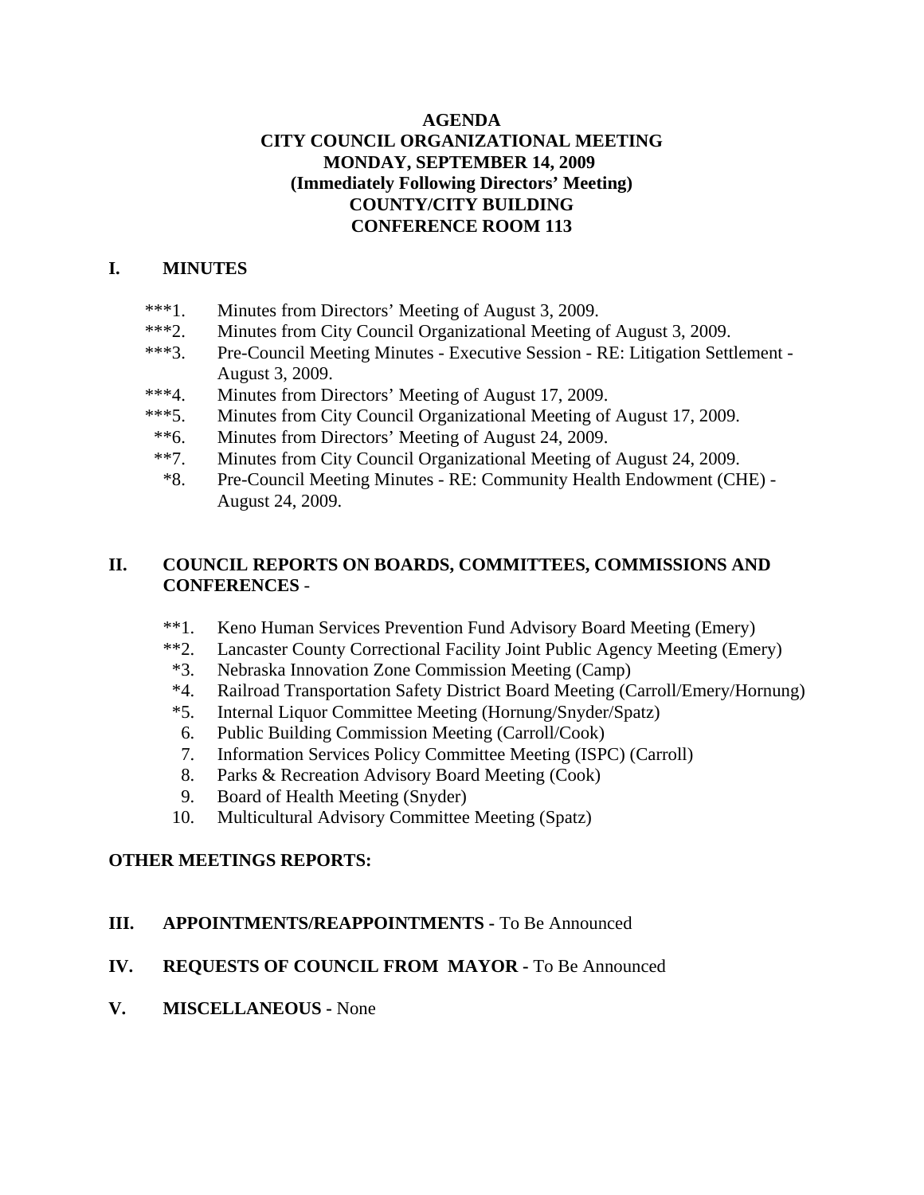**AGENDA**
**CITY COUNCIL ORGANIZATIONAL MEETING**
**MONDAY, SEPTEMBER 14, 2009**
**(Immediately Following Directors' Meeting)**
**COUNTY/CITY BUILDING**
**CONFERENCE ROOM 113**

## I. MINUTES

***1. Minutes from Directors' Meeting of August 3, 2009.
***2. Minutes from City Council Organizational Meeting of August 3, 2009.
***3. Pre-Council Meeting Minutes - Executive Session - RE: Litigation Settlement - August 3, 2009.
***4. Minutes from Directors' Meeting of August 17, 2009.
***5. Minutes from City Council Organizational Meeting of August 17, 2009.
**6. Minutes from Directors' Meeting of August 24, 2009.
**7. Minutes from City Council Organizational Meeting of August 24, 2009.
*8. Pre-Council Meeting Minutes - RE: Community Health Endowment (CHE) - August 24, 2009.

## II. COUNCIL REPORTS ON BOARDS, COMMITTEES, COMMISSIONS AND CONFERENCES -

**1. Keno Human Services Prevention Fund Advisory Board Meeting (Emery)
**2. Lancaster County Correctional Facility Joint Public Agency Meeting (Emery)
*3. Nebraska Innovation Zone Commission Meeting (Camp)
*4. Railroad Transportation Safety District Board Meeting (Carroll/Emery/Hornung)
*5. Internal Liquor Committee Meeting (Hornung/Snyder/Spatz)
6. Public Building Commission Meeting (Carroll/Cook)
7. Information Services Policy Committee Meeting (ISPC) (Carroll)
8. Parks & Recreation Advisory Board Meeting (Cook)
9. Board of Health Meeting (Snyder)
10. Multicultural Advisory Committee Meeting (Spatz)

**OTHER MEETINGS REPORTS:**

## III. APPOINTMENTS/REAPPOINTMENTS - To Be Announced

## IV. REQUESTS OF COUNCIL FROM MAYOR - To Be Announced

## V. MISCELLANEOUS - None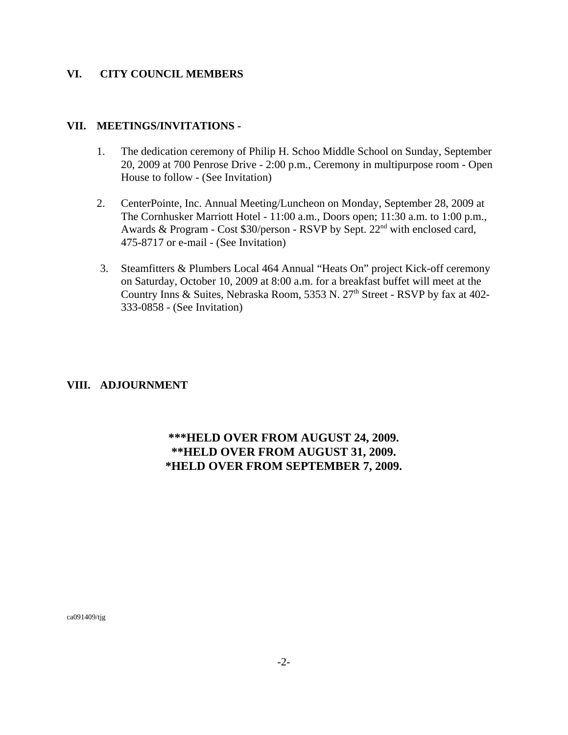## VI. CITY COUNCIL MEMBERS

## VII. MEETINGS/INVITATIONS -

1. The dedication ceremony of Philip H. Schoo Middle School on Sunday, September 20, 2009 at 700 Penrose Drive - 2:00 p.m., Ceremony in multipurpose room - Open House to follow - (See Invitation)

2. CenterPointe, Inc. Annual Meeting/Luncheon on Monday, September 28, 2009 at The Cornhusker Marriott Hotel - 11:00 a.m., Doors open; 11:30 a.m. to 1:00 p.m., Awards & Program - Cost $30/person - RSVP by Sept. 22nd with enclosed card, 475-8717 or e-mail - (See Invitation)

3. Steamfitters & Plumbers Local 464 Annual "Heats On" project Kick-off ceremony on Saturday, October 10, 2009 at 8:00 a.m. for a breakfast buffet will meet at the Country Inns & Suites, Nebraska Room, 5353 N. 27th Street - RSVP by fax at 402-333-0858 - (See Invitation)

## VIII. ADJOURNMENT

**\*\*\*HELD OVER FROM AUGUST 24, 2009.**
**\*\*HELD OVER FROM AUGUST 31, 2009.**
**\*HELD OVER FROM SEPTEMBER 7, 2009.**

ca091409/tjg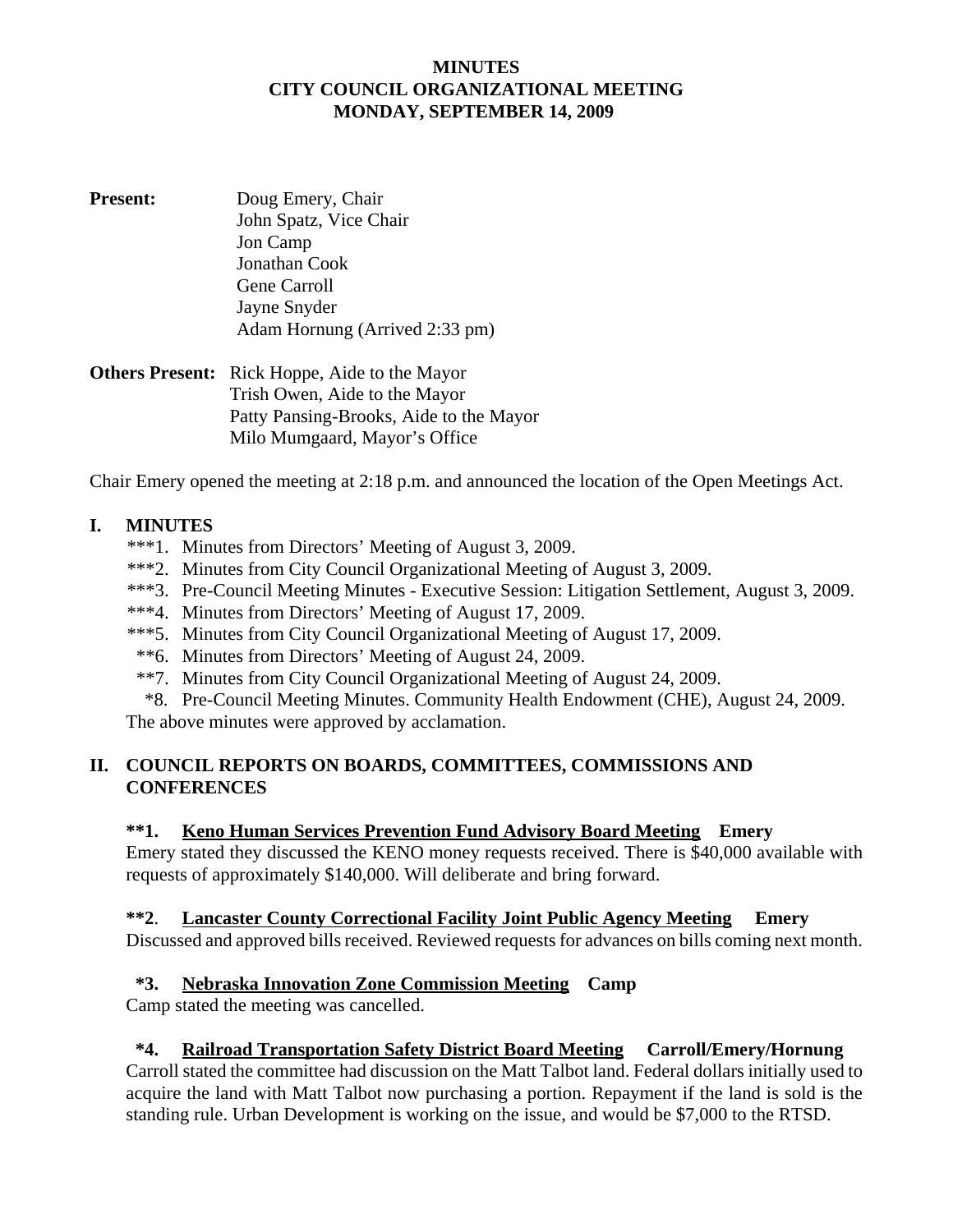**MINUTES**
**CITY COUNCIL ORGANIZATIONAL MEETING**
**MONDAY, SEPTEMBER 14, 2009**

**Present:** Doug Emery, Chair
John Spatz, Vice Chair
Jon Camp
Jonathan Cook
Gene Carroll
Jayne Snyder
Adam Hornung (Arrived 2:33 pm)

**Others Present:** Rick Hoppe, Aide to the Mayor
Trish Owen, Aide to the Mayor
Patty Pansing-Brooks, Aide to the Mayor
Milo Mumgaard, Mayor's Office

Chair Emery opened the meeting at 2:18 p.m. and announced the location of the Open Meetings Act.

## I. MINUTES

***1. Minutes from Directors' Meeting of August 3, 2009.
***2. Minutes from City Council Organizational Meeting of August 3, 2009.
***3. Pre-Council Meeting Minutes - Executive Session: Litigation Settlement, August 3, 2009.
***4. Minutes from Directors' Meeting of August 17, 2009.
***5. Minutes from City Council Organizational Meeting of August 17, 2009.
**6. Minutes from Directors' Meeting of August 24, 2009.
**7. Minutes from City Council Organizational Meeting of August 24, 2009.
*8. Pre-Council Meeting Minutes. Community Health Endowment (CHE), August 24, 2009.

The above minutes were approved by acclamation.

## II. COUNCIL REPORTS ON BOARDS, COMMITTEES, COMMISSIONS AND CONFERENCES

**\*\*1. Keno Human Services Prevention Fund Advisory Board Meeting Emery**
Emery stated they discussed the KENO money requests received. There is $40,000 available with requests of approximately $140,000. Will deliberate and bring forward.

**\*\*2. Lancaster County Correctional Facility Joint Public Agency Meeting Emery**
Discussed and approved bills received. Reviewed requests for advances on bills coming next month.

**\*3. Nebraska Innovation Zone Commission Meeting Camp**
Camp stated the meeting was cancelled.

**\*4. Railroad Transportation Safety District Board Meeting Carroll/Emery/Hornung**
Carroll stated the committee had discussion on the Matt Talbot land. Federal dollars initially used to acquire the land with Matt Talbot now purchasing a portion. Repayment if the land is sold is the standing rule. Urban Development is working on the issue, and would be $7,000 to the RTSD.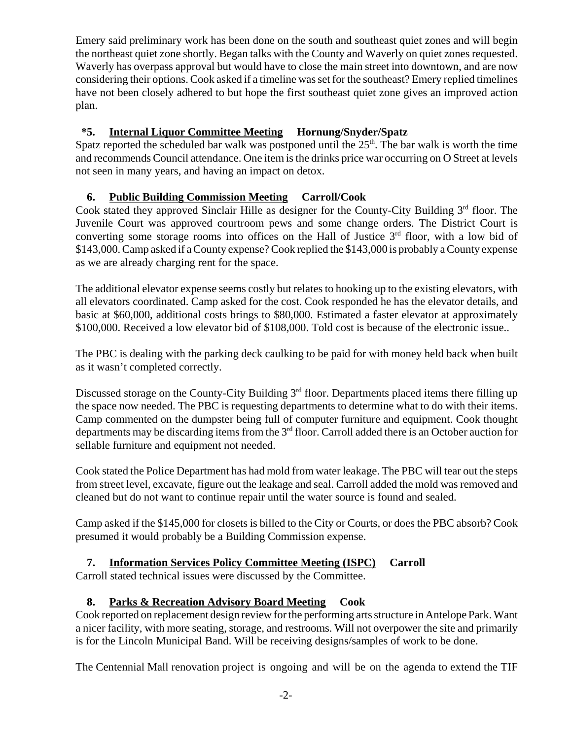Emery said preliminary work has been done on the south and southeast quiet zones and will begin the northeast quiet zone shortly. Began talks with the County and Waverly on quiet zones requested. Waverly has overpass approval but would have to close the main street into downtown, and are now considering their options. Cook asked if a timeline was set for the southeast? Emery replied timelines have not been closely adhered to but hope the first southeast quiet zone gives an improved action plan.

**\*5. Internal Liquor Committee Meeting Hornung/Snyder/Spatz**

Spatz reported the scheduled bar walk was postponed until the 25th. The bar walk is worth the time and recommends Council attendance. One item is the drinks price war occurring on O Street at levels not seen in many years, and having an impact on detox.

**6. Public Building Commission Meeting Carroll/Cook**

Cook stated they approved Sinclair Hille as designer for the County-City Building 3rd floor. The Juvenile Court was approved courtroom pews and some change orders. The District Court is converting some storage rooms into offices on the Hall of Justice 3rd floor, with a low bid of $143,000. Camp asked if a County expense? Cook replied the $143,000 is probably a County expense as we are already charging rent for the space.

The additional elevator expense seems costly but relates to hooking up to the existing elevators, with all elevators coordinated. Camp asked for the cost. Cook responded he has the elevator details, and basic at $60,000, additional costs brings to $80,000. Estimated a faster elevator at approximately $100,000. Received a low elevator bid of $108,000. Told cost is because of the electronic issue..

The PBC is dealing with the parking deck caulking to be paid for with money held back when built as it wasn't completed correctly.

Discussed storage on the County-City Building 3rd floor. Departments placed items there filling up the space now needed. The PBC is requesting departments to determine what to do with their items. Camp commented on the dumpster being full of computer furniture and equipment. Cook thought departments may be discarding items from the 3rd floor. Carroll added there is an October auction for sellable furniture and equipment not needed.

Cook stated the Police Department has had mold from water leakage. The PBC will tear out the steps from street level, excavate, figure out the leakage and seal. Carroll added the mold was removed and cleaned but do not want to continue repair until the water source is found and sealed.

Camp asked if the $145,000 for closets is billed to the City or Courts, or does the PBC absorb? Cook presumed it would probably be a Building Commission expense.

**7. Information Services Policy Committee Meeting (ISPC) Carroll**

Carroll stated technical issues were discussed by the Committee.

**8. Parks & Recreation Advisory Board Meeting Cook**

Cook reported on replacement design review for the performing arts structure in Antelope Park. Want a nicer facility, with more seating, storage, and restrooms. Will not overpower the site and primarily is for the Lincoln Municipal Band. Will be receiving designs/samples of work to be done.

The Centennial Mall renovation project is ongoing and will be on the agenda to extend the TIF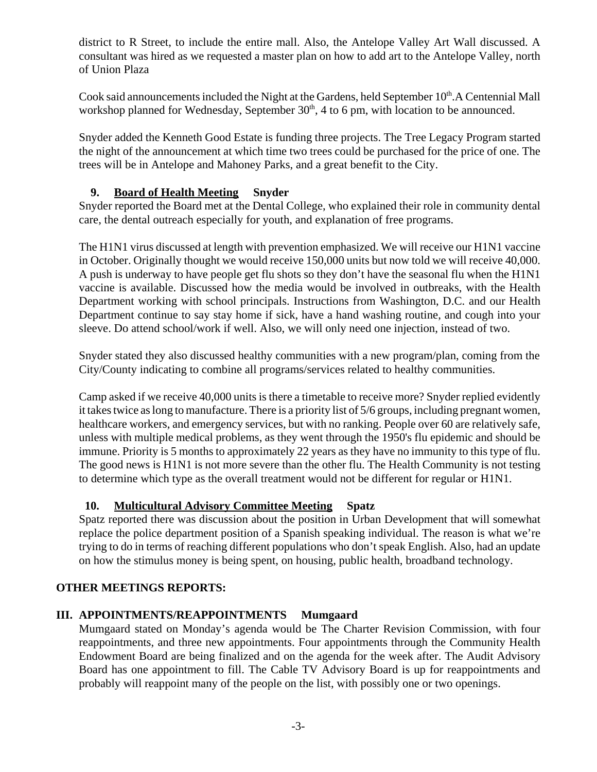district to R Street, to include the entire mall. Also, the Antelope Valley Art Wall discussed. A consultant was hired as we requested a master plan on how to add art to the Antelope Valley, north of Union Plaza

Cook said announcements included the Night at the Gardens, held September 10th.A Centennial Mall workshop planned for Wednesday, September 30th, 4 to 6 pm, with location to be announced.

Snyder added the Kenneth Good Estate is funding three projects. The Tree Legacy Program started the night of the announcement at which time two trees could be purchased for the price of one. The trees will be in Antelope and Mahoney Parks, and a great benefit to the City.

**9. Board of Health Meeting Snyder**

Snyder reported the Board met at the Dental College, who explained their role in community dental care, the dental outreach especially for youth, and explanation of free programs.

The H1N1 virus discussed at length with prevention emphasized. We will receive our H1N1 vaccine in October. Originally thought we would receive 150,000 units but now told we will receive 40,000. A push is underway to have people get flu shots so they don't have the seasonal flu when the H1N1 vaccine is available. Discussed how the media would be involved in outbreaks, with the Health Department working with school principals. Instructions from Washington, D.C. and our Health Department continue to say stay home if sick, have a hand washing routine, and cough into your sleeve. Do attend school/work if well. Also, we will only need one injection, instead of two.

Snyder stated they also discussed healthy communities with a new program/plan, coming from the City/County indicating to combine all programs/services related to healthy communities.

Camp asked if we receive 40,000 units is there a timetable to receive more? Snyder replied evidently it takes twice as long to manufacture. There is a priority list of 5/6 groups, including pregnant women, healthcare workers, and emergency services, but with no ranking. People over 60 are relatively safe, unless with multiple medical problems, as they went through the 1950's flu epidemic and should be immune. Priority is 5 months to approximately 22 years as they have no immunity to this type of flu. The good news is H1N1 is not more severe than the other flu. The Health Community is not testing to determine which type as the overall treatment would not be different for regular or H1N1.

**10. Multicultural Advisory Committee Meeting Spatz**

Spatz reported there was discussion about the position in Urban Development that will somewhat replace the police department position of a Spanish speaking individual. The reason is what we're trying to do in terms of reaching different populations who don't speak English. Also, had an update on how the stimulus money is being spent, on housing, public health, broadband technology.

**OTHER MEETINGS REPORTS:**

**III. APPOINTMENTS/REAPPOINTMENTS Mumgaard**

Mumgaard stated on Monday's agenda would be The Charter Revision Commission, with four reappointments, and three new appointments. Four appointments through the Community Health Endowment Board are being finalized and on the agenda for the week after. The Audit Advisory Board has one appointment to fill. The Cable TV Advisory Board is up for reappointments and probably will reappoint many of the people on the list, with possibly one or two openings.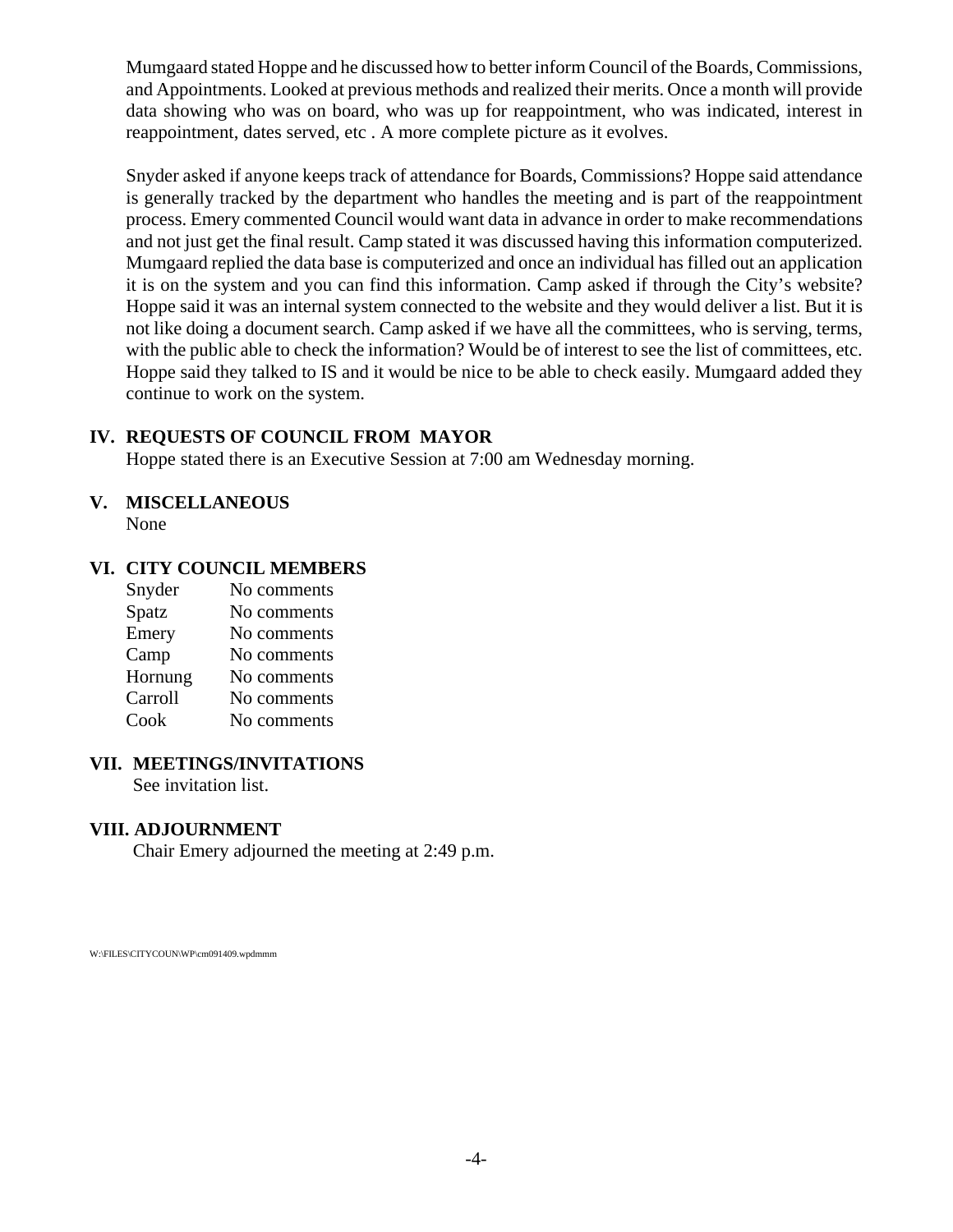Mumgaard stated Hoppe and he discussed how to better inform Council of the Boards, Commissions, and Appointments. Looked at previous methods and realized their merits. Once a month will provide data showing who was on board, who was up for reappointment, who was indicated, interest in reappointment, dates served, etc . A more complete picture as it evolves.

Snyder asked if anyone keeps track of attendance for Boards, Commissions? Hoppe said attendance is generally tracked by the department who handles the meeting and is part of the reappointment process. Emery commented Council would want data in advance in order to make recommendations and not just get the final result. Camp stated it was discussed having this information computerized. Mumgaard replied the data base is computerized and once an individual has filled out an application it is on the system and you can find this information. Camp asked if through the City's website? Hoppe said it was an internal system connected to the website and they would deliver a list. But it is not like doing a document search. Camp asked if we have all the committees, who is serving, terms, with the public able to check the information? Would be of interest to see the list of committees, etc. Hoppe said they talked to IS and it would be nice to be able to check easily. Mumgaard added they continue to work on the system.

## IV. REQUESTS OF COUNCIL FROM MAYOR

Hoppe stated there is an Executive Session at 7:00 am Wednesday morning.

## V. MISCELLANEOUS

None

## VI. CITY COUNCIL MEMBERS

| | |
|---|---|
| Snyder | No comments |
| Spatz | No comments |
| Emery | No comments |
| Camp | No comments |
| Hornung | No comments |
| Carroll | No comments |
| Cook | No comments |

## VII. MEETINGS/INVITATIONS

See invitation list.

## VIII. ADJOURNMENT

Chair Emery adjourned the meeting at 2:49 p.m.

W:\FILES\CITYCOUN\WP\cm091409.wpdmmm